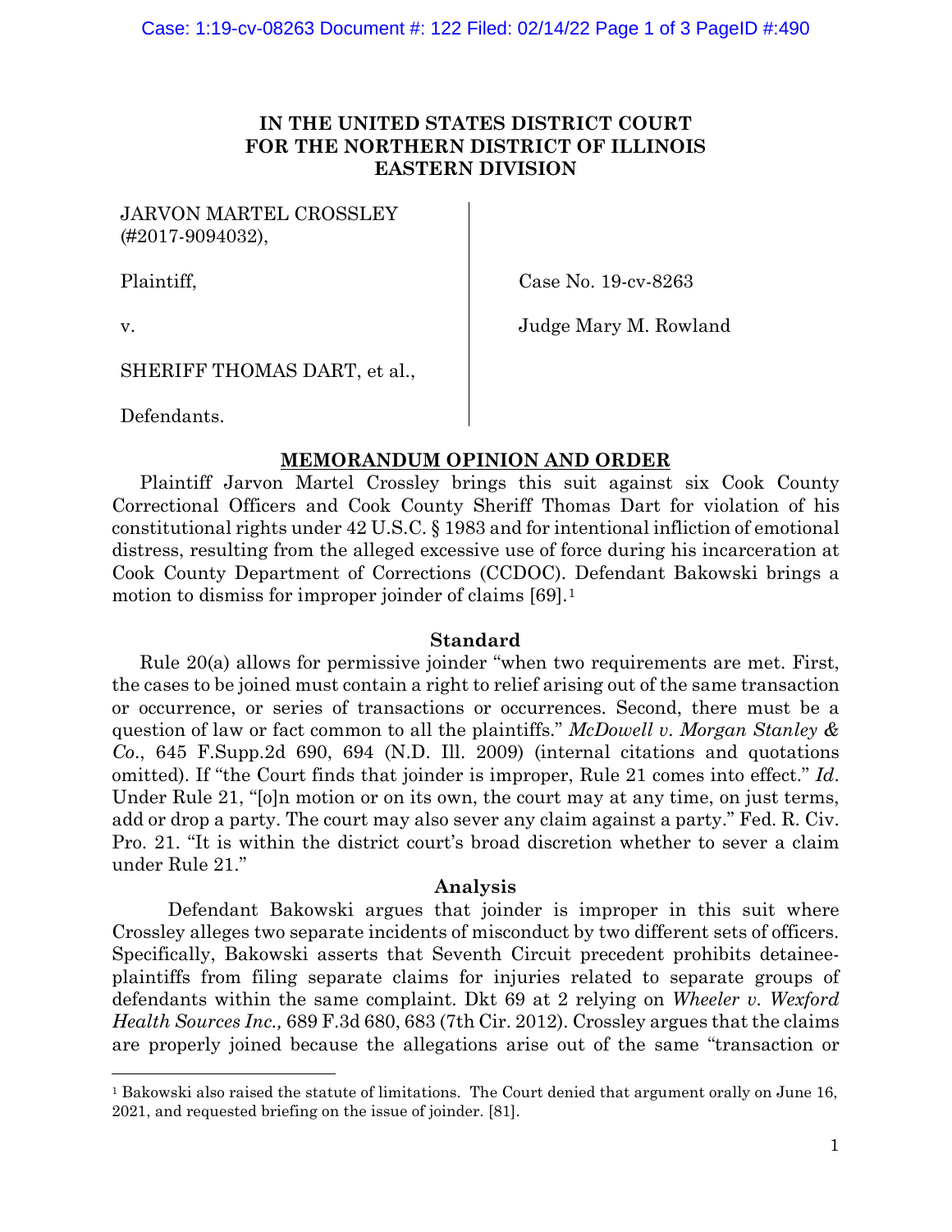# IN THE UNITED STATES DISTRICT COURT FOR THE NORTHERN DISTRICT OF ILLINOIS EASTERN DIVISION

JARVON MARTEL CROSSLEY (#2017-9094032),

Plaintiff,

v.

SHERIFF THOMAS DART, et al.,

Defendants.

Case No. 19-cv-8263

Judge Mary M. Rowland

## MEMORANDUM OPINION AND ORDER

Plaintiff Jarvon Martel Crossley brings this suit against six Cook County Correctional Officers and Cook County Sheriff Thomas Dart for violation of his constitutional rights under 42 U.S.C. § 1983 and for intentional infliction of emotional distress, resulting from the alleged excessive use of force during his incarceration at Cook County Department of Corrections (CCDOC). Defendant Bakowski brings a motion to dismiss for improper joinder of claims [69].[1]

### Standard

Rule 20(a) allows for permissive joinder "when two requirements are met. First, the cases to be joined must contain a right to relief arising out of the same transaction or occurrence, or series of transactions or occurrences. Second, there must be a question of law or fact common to all the plaintiffs." *McDowell v. Morgan Stanley & Co*., 645 F.Supp.2d 690, 694 (N.D. Ill. 2009) (internal citations and quotations omitted). If "the Court finds that joinder is improper, Rule 21 comes into effect." *Id*. Under Rule 21, "[o]n motion or on its own, the court may at any time, on just terms, add or drop a party. The court may also sever any claim against a party." Fed. R. Civ. Pro. 21. "It is within the district court's broad discretion whether to sever a claim under Rule 21."

### Analysis

Defendant Bakowski argues that joinder is improper in this suit where Crossley alleges two separate incidents of misconduct by two different sets of officers. Specifically, Bakowski asserts that Seventh Circuit precedent prohibits detainee-plaintiffs from filing separate claims for injuries related to separate groups of defendants within the same complaint. Dkt 69 at 2 relying on *Wheeler v. Wexford Health Sources Inc.,* 689 F.3d 680, 683 (7th Cir. 2012). Crossley argues that the claims are properly joined because the allegations arise out of the same "transaction or

---

[1] Bakowski also raised the statute of limitations. The Court denied that argument orally on June 16, 2021, and requested briefing on the issue of joinder. [81].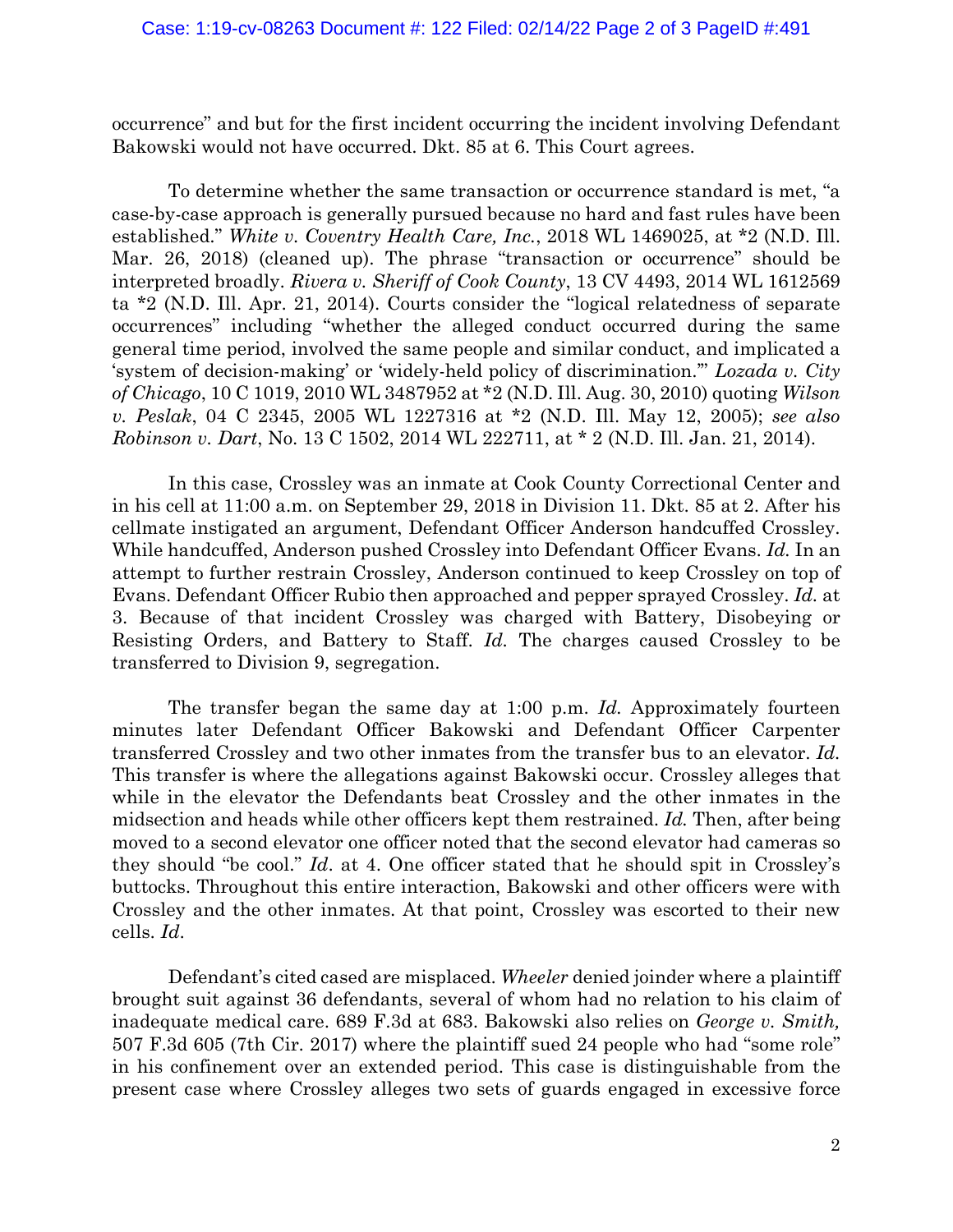occurrence" and but for the first incident occurring the incident involving Defendant Bakowski would not have occurred. Dkt. 85 at 6. This Court agrees.

To determine whether the same transaction or occurrence standard is met, "a case-by-case approach is generally pursued because no hard and fast rules have been established." *White v. Coventry Health Care, Inc.*, 2018 WL 1469025, at *2 (N.D. Ill. Mar. 26, 2018) (cleaned up). The phrase "transaction or occurrence" should be interpreted broadly. *Rivera v. Sheriff of Cook County*, 13 CV 4493, 2014 WL 1612569 ta *2 (N.D. Ill. Apr. 21, 2014). Courts consider the "logical relatedness of separate occurrences" including "whether the alleged conduct occurred during the same general time period, involved the same people and similar conduct, and implicated a 'system of decision-making' or 'widely-held policy of discrimination.'" *Lozada v. City of Chicago*, 10 C 1019, 2010 WL 3487952 at *2 (N.D. Ill. Aug. 30, 2010) quoting *Wilson v. Peslak*, 04 C 2345, 2005 WL 1227316 at *2 (N.D. Ill. May 12, 2005); *see also Robinson v. Dart*, No. 13 C 1502, 2014 WL 222711, at * 2 (N.D. Ill. Jan. 21, 2014).

In this case, Crossley was an inmate at Cook County Correctional Center and in his cell at 11:00 a.m. on September 29, 2018 in Division 11. Dkt. 85 at 2. After his cellmate instigated an argument, Defendant Officer Anderson handcuffed Crossley. While handcuffed, Anderson pushed Crossley into Defendant Officer Evans. *Id.* In an attempt to further restrain Crossley, Anderson continued to keep Crossley on top of Evans. Defendant Officer Rubio then approached and pepper sprayed Crossley. *Id.* at 3. Because of that incident Crossley was charged with Battery, Disobeying or Resisting Orders, and Battery to Staff. *Id.* The charges caused Crossley to be transferred to Division 9, segregation.

The transfer began the same day at 1:00 p.m. *Id.* Approximately fourteen minutes later Defendant Officer Bakowski and Defendant Officer Carpenter transferred Crossley and two other inmates from the transfer bus to an elevator. *Id.* This transfer is where the allegations against Bakowski occur. Crossley alleges that while in the elevator the Defendants beat Crossley and the other inmates in the midsection and heads while other officers kept them restrained. *Id.* Then, after being moved to a second elevator one officer noted that the second elevator had cameras so they should "be cool." *Id*. at 4. One officer stated that he should spit in Crossley's buttocks. Throughout this entire interaction, Bakowski and other officers were with Crossley and the other inmates. At that point, Crossley was escorted to their new cells. *Id*.

Defendant's cited cased are misplaced. *Wheeler* denied joinder where a plaintiff brought suit against 36 defendants, several of whom had no relation to his claim of inadequate medical care. 689 F.3d at 683. Bakowski also relies on *George v. Smith,* 507 F.3d 605 (7th Cir. 2017) where the plaintiff sued 24 people who had "some role" in his confinement over an extended period. This case is distinguishable from the present case where Crossley alleges two sets of guards engaged in excessive force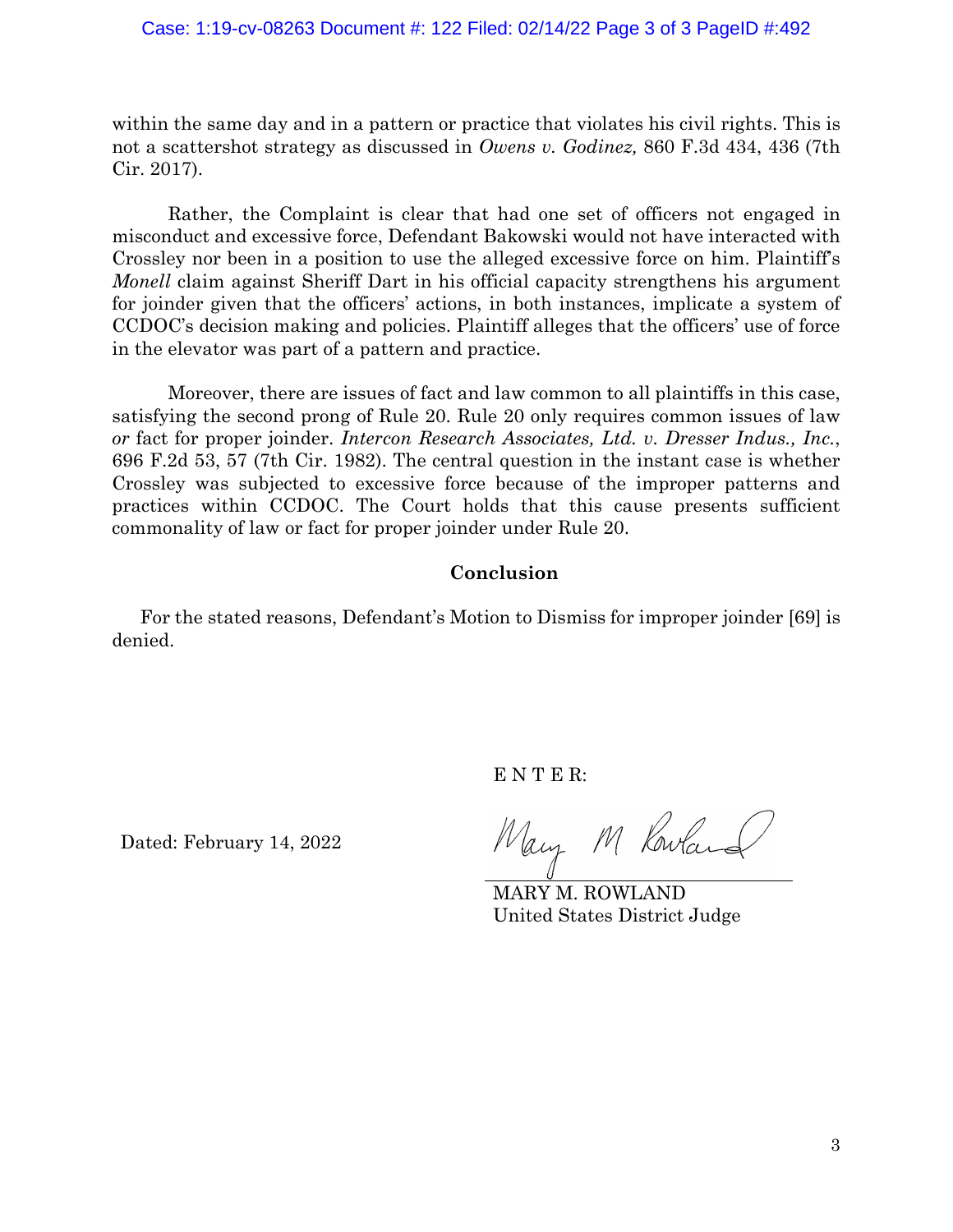within the same day and in a pattern or practice that violates his civil rights. This is not a scattershot strategy as discussed in *Owens v. Godinez,* 860 F.3d 434, 436 (7th Cir. 2017).

Rather, the Complaint is clear that had one set of officers not engaged in misconduct and excessive force, Defendant Bakowski would not have interacted with Crossley nor been in a position to use the alleged excessive force on him. Plaintiff's *Monell* claim against Sheriff Dart in his official capacity strengthens his argument for joinder given that the officers' actions, in both instances, implicate a system of CCDOC's decision making and policies. Plaintiff alleges that the officers' use of force in the elevator was part of a pattern and practice.

Moreover, there are issues of fact and law common to all plaintiffs in this case, satisfying the second prong of Rule 20. Rule 20 only requires common issues of law *or* fact for proper joinder. *Intercon Research Associates, Ltd. v. Dresser Indus., Inc.*, 696 F.2d 53, 57 (7th Cir. 1982). The central question in the instant case is whether Crossley was subjected to excessive force because of the improper patterns and practices within CCDOC. The Court holds that this cause presents sufficient commonality of law or fact for proper joinder under Rule 20.

## Conclusion

For the stated reasons, Defendant's Motion to Dismiss for improper joinder [69] is denied.

E N T E R:

Dated: February 14, 2022

MARY M. ROWLAND
United States District Judge